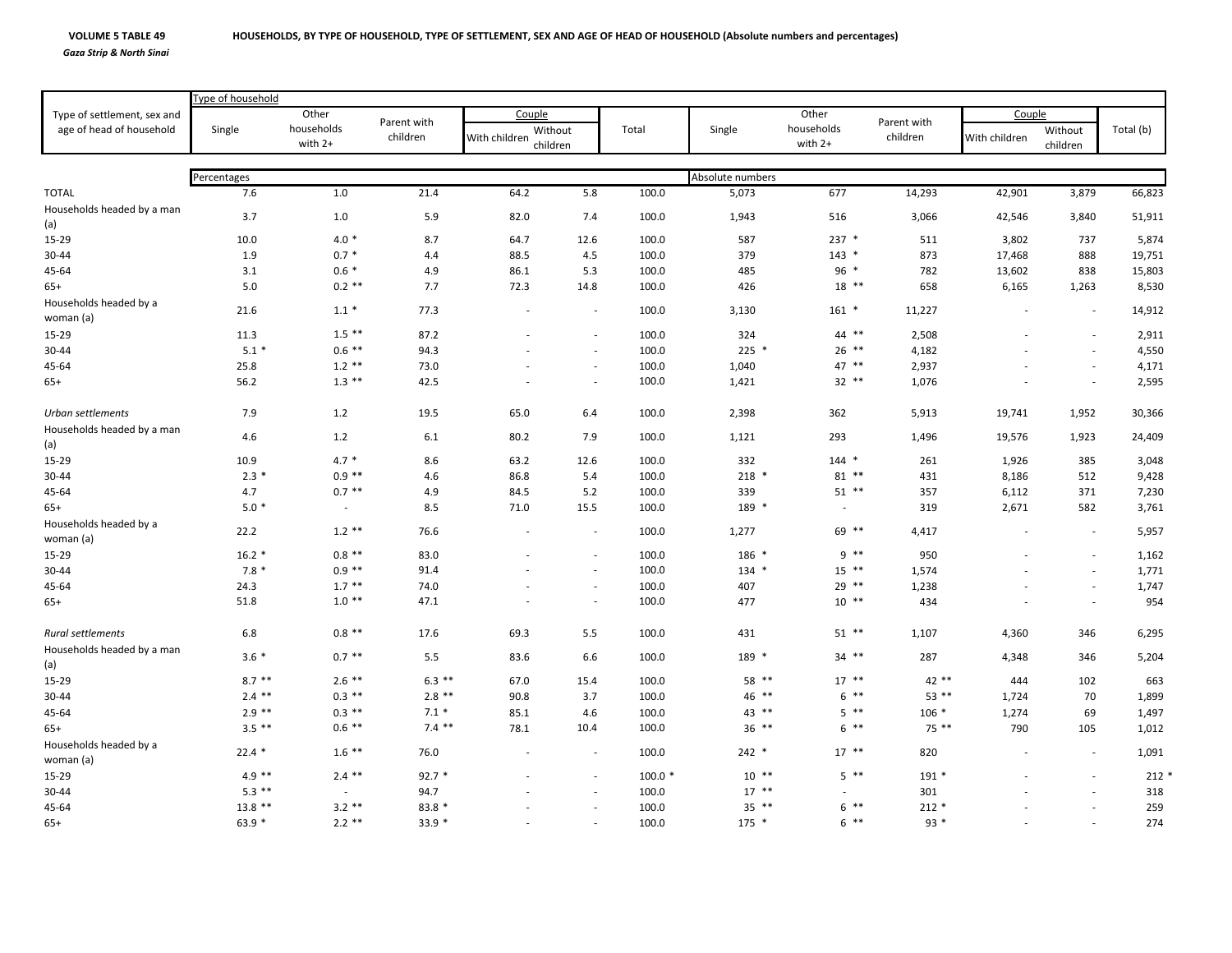**VOLUME 5 TABLE 49** **HOUSEHOLDS, BY TYPE OF HOUSEHOLD, TYPE OF SETTLEMENT, SEX AND AGE OF HEAD OF HOUSEHOLD (Absolute numbers and percentages)**

***Gaza Strip & North Sinai***

| Type of settlement, sex and age of head of household | Type of household | | | | | | | | | | | |
|---|---|---|---|---|---|---|---|---|---|---|---|---|
| | Single | Other households with 2+ | Parent with children | Couple | | Total | Single | Other households with 2+ | Parent with children | Couple | | Total (b) |
| | | | | With children | Without children | | | | | With children | Without children | |
| | Percentages | | | | | | Absolute numbers | | | | | |
| TOTAL | 7.6 | 1.0 | 21.4 | 64.2 | 5.8 | 100.0 | 5,073 | 677 | 14,293 | 42,901 | 3,879 | 66,823 |
| Households headed by a man (a) | 3.7 | 1.0 | 5.9 | 82.0 | 7.4 | 100.0 | 1,943 | 516 | 3,066 | 42,546 | 3,840 | 51,911 |
| 15-29 | 10.0 | 4.0 * | 8.7 | 64.7 | 12.6 | 100.0 | 587 | 237 * | 511 | 3,802 | 737 | 5,874 |
| 30-44 | 1.9 | 0.7 * | 4.4 | 88.5 | 4.5 | 100.0 | 379 | 143 * | 873 | 17,468 | 888 | 19,751 |
| 45-64 | 3.1 | 0.6 * | 4.9 | 86.1 | 5.3 | 100.0 | 485 | 96 * | 782 | 13,602 | 838 | 15,803 |
| 65+ | 5.0 | 0.2 ** | 7.7 | 72.3 | 14.8 | 100.0 | 426 | 18 ** | 658 | 6,165 | 1,263 | 8,530 |
| Households headed by a woman (a) | 21.6 | 1.1 * | 77.3 | - | - | 100.0 | 3,130 | 161 * | 11,227 | - | - | 14,912 |
| 15-29 | 11.3 | 1.5 ** | 87.2 | - | - | 100.0 | 324 | 44 ** | 2,508 | - | - | 2,911 |
| 30-44 | 5.1 * | 0.6 ** | 94.3 | - | - | 100.0 | 225 * | 26 ** | 4,182 | - | - | 4,550 |
| 45-64 | 25.8 | 1.2 ** | 73.0 | - | - | 100.0 | 1,040 | 47 ** | 2,937 | - | - | 4,171 |
| 65+ | 56.2 | 1.3 ** | 42.5 | - | - | 100.0 | 1,421 | 32 ** | 1,076 | - | - | 2,595 |
| *Urban settlements* | 7.9 | 1.2 | 19.5 | 65.0 | 6.4 | 100.0 | 2,398 | 362 | 5,913 | 19,741 | 1,952 | 30,366 |
| Households headed by a man (a) | 4.6 | 1.2 | 6.1 | 80.2 | 7.9 | 100.0 | 1,121 | 293 | 1,496 | 19,576 | 1,923 | 24,409 |
| 15-29 | 10.9 | 4.7 * | 8.6 | 63.2 | 12.6 | 100.0 | 332 | 144 * | 261 | 1,926 | 385 | 3,048 |
| 30-44 | 2.3 * | 0.9 ** | 4.6 | 86.8 | 5.4 | 100.0 | 218 * | 81 ** | 431 | 8,186 | 512 | 9,428 |
| 45-64 | 4.7 | 0.7 ** | 4.9 | 84.5 | 5.2 | 100.0 | 339 | 51 ** | 357 | 6,112 | 371 | 7,230 |
| 65+ | 5.0 * | - | 8.5 | 71.0 | 15.5 | 100.0 | 189 * | - | 319 | 2,671 | 582 | 3,761 |
| Households headed by a woman (a) | 22.2 | 1.2 ** | 76.6 | - | - | 100.0 | 1,277 | 69 ** | 4,417 | - | - | 5,957 |
| 15-29 | 16.2 * | 0.8 ** | 83.0 | - | - | 100.0 | 186 * | 9 ** | 950 | - | - | 1,162 |
| 30-44 | 7.8 * | 0.9 ** | 91.4 | - | - | 100.0 | 134 * | 15 ** | 1,574 | - | - | 1,771 |
| 45-64 | 24.3 | 1.7 ** | 74.0 | - | - | 100.0 | 407 | 29 ** | 1,238 | - | - | 1,747 |
| 65+ | 51.8 | 1.0 ** | 47.1 | - | - | 100.0 | 477 | 10 ** | 434 | - | - | 954 |
| *Rural settlements* | 6.8 | 0.8 ** | 17.6 | 69.3 | 5.5 | 100.0 | 431 | 51 ** | 1,107 | 4,360 | 346 | 6,295 |
| Households headed by a man (a) | 3.6 * | 0.7 ** | 5.5 | 83.6 | 6.6 | 100.0 | 189 * | 34 ** | 287 | 4,348 | 346 | 5,204 |
| 15-29 | 8.7 ** | 2.6 ** | 6.3 ** | 67.0 | 15.4 | 100.0 | 58 ** | 17 ** | 42 ** | 444 | 102 | 663 |
| 30-44 | 2.4 ** | 0.3 ** | 2.8 ** | 90.8 | 3.7 | 100.0 | 46 ** | 6 ** | 53 ** | 1,724 | 70 | 1,899 |
| 45-64 | 2.9 ** | 0.3 ** | 7.1 * | 85.1 | 4.6 | 100.0 | 43 ** | 5 ** | 106 * | 1,274 | 69 | 1,497 |
| 65+ | 3.5 ** | 0.6 ** | 7.4 ** | 78.1 | 10.4 | 100.0 | 36 ** | 6 ** | 75 ** | 790 | 105 | 1,012 |
| Households headed by a woman (a) | 22.4 * | 1.6 ** | 76.0 | - | - | 100.0 | 242 * | 17 ** | 820 | - | - | 1,091 |
| 15-29 | 4.9 ** | 2.4 ** | 92.7 * | - | - | 100.0 * | 10 ** | 5 ** | 191 * | - | - | 212 * |
| 30-44 | 5.3 ** | - | 94.7 | - | - | 100.0 | 17 ** | - | 301 | - | - | 318 |
| 45-64 | 13.8 ** | 3.2 ** | 83.8 * | - | - | 100.0 | 35 ** | 6 ** | 212 * | - | - | 259 |
| 65+ | 63.9 * | 2.2 ** | 33.9 * | - | - | 100.0 | 175 * | 6 ** | 93 * | - | - | 274 |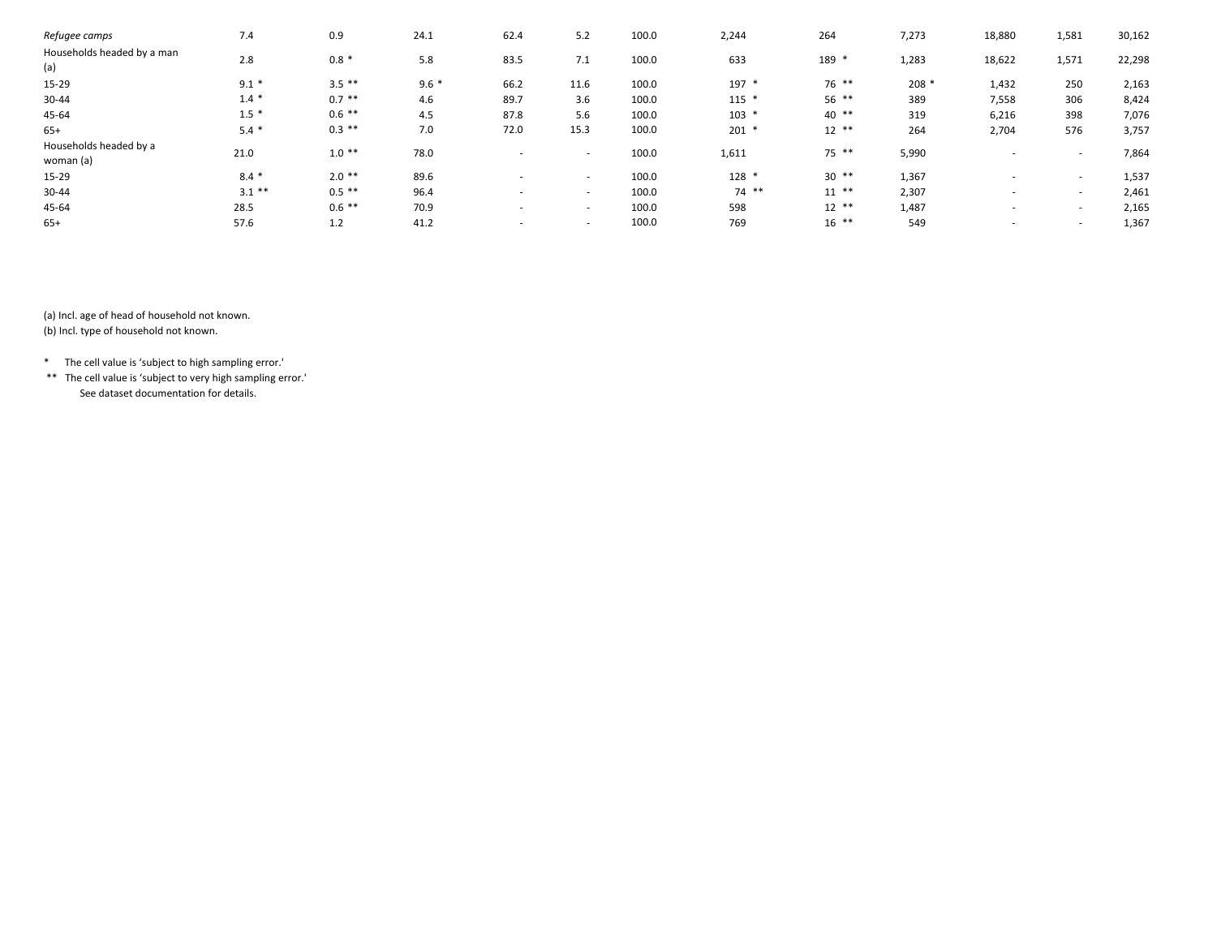| | | | | | | | | | | | | |
|---|---|---|---|---|---|---|---|---|---|---|---|---|
| *Refugee camps* | 7.4 | 0.9 | 24.1 | 62.4 | 5.2 | 100.0 | 2,244 | 264 | 7,273 | 18,880 | 1,581 | 30,162 |
| Households headed by a man (a) | 2.8 | 0.8 * | 5.8 | 83.5 | 7.1 | 100.0 | 633 | 189 * | 1,283 | 18,622 | 1,571 | 22,298 |
| 15-29 | 9.1 * | 3.5 ** | 9.6 * | 66.2 | 11.6 | 100.0 | 197 * | 76 ** | 208 * | 1,432 | 250 | 2,163 |
| 30-44 | 1.4 * | 0.7 ** | 4.6 | 89.7 | 3.6 | 100.0 | 115 * | 56 ** | 389 | 7,558 | 306 | 8,424 |
| 45-64 | 1.5 * | 0.6 ** | 4.5 | 87.8 | 5.6 | 100.0 | 103 * | 40 ** | 319 | 6,216 | 398 | 7,076 |
| 65+ | 5.4 * | 0.3 ** | 7.0 | 72.0 | 15.3 | 100.0 | 201 * | 12 ** | 264 | 2,704 | 576 | 3,757 |
| Households headed by a woman (a) | 21.0 | 1.0 ** | 78.0 | - | - | 100.0 | 1,611 | 75 ** | 5,990 | - | - | 7,864 |
| 15-29 | 8.4 * | 2.0 ** | 89.6 | - | - | 100.0 | 128 * | 30 ** | 1,367 | - | - | 1,537 |
| 30-44 | 3.1 ** | 0.5 ** | 96.4 | - | - | 100.0 | 74 ** | 11 ** | 2,307 | - | - | 2,461 |
| 45-64 | 28.5 | 0.6 ** | 70.9 | - | - | 100.0 | 598 | 12 ** | 1,487 | - | - | 2,165 |
| 65+ | 57.6 | 1.2 | 41.2 | - | - | 100.0 | 769 | 16 ** | 549 | - | - | 1,367 |

(a) Incl. age of head of household not known.
(b) Incl. type of household not known.

\* The cell value is 'subject to high sampling error.'
\*\* The cell value is 'subject to very high sampling error.'
See dataset documentation for details.